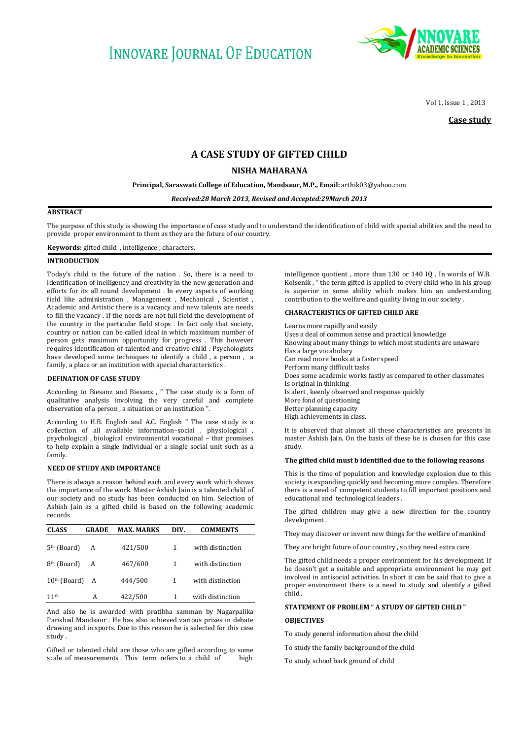# INNOVARE JOURNAL OF EDUCATION

**Case study**

## A CASE STUDY OF GIFTED CHILD

### NISHA MAHARANA

**Principal, Saraswati College of Education, Mandsaur, M.P., Email:** arthik03@yahoo.com

*Received:28 March 2013, Revised and Accepted:29March 2013*

### ABSTRACT

The purpose of this study is showing the importance of case study and to understand the identification of child with special abilities and the need to provide proper environment to them as they are the future of our country.

**Keywords:** gifted child , intelligence , characters.

### INTRODUCTION

Today's child is the future of the nation . So, there is a need to identification of inelligency and creativity in the new generation and efforts for its all round development . In every aspects of working field like administration , Management , Mechanical , Scientist , Academic and Artistic there is a vacancy and new talents are needs to fill the vacancy . If the needs are not full field the development of the country in the particular field stops . In fact only that society, country or nation can be called ideal in which maximum number of person gets maximum opportunity for progress . This however requires identification of talented and creative child . Psychologists have developed some techniques to identify a child , a person , a family, a place or an institution with special characteristics .

### DEFINATION OF CASE STUDY

According to Biesanz and Biesanz , " The case study is a form of qualitative analysis involving the very careful and complete observation of a person , a situation or an institution ".

According to H.B. English and A.C. English " The case study is a collection of all available information–social , physiological , psychological , biological environmental vocational – that promises to help explain a single individual or a single social unit such as a family.

### NEED OF STUDY AND IMPORTANCE

There is always a reason behind each and every work which shows the importance of the work. Master Ashish Jain is a talented child of our society and no study has been conducted on him. Selection of Ashish Jain as a gifted child is based on the following academic records

| CLASS | GRADE | MAX. MARKS | DIV. | COMMENTS |
|---|---|---|---|---|
| 5th (Board) | A | 421/500 | 1 | with distinction |
| 8th (Board) | A | 467/600 | 1 | with distinction |
| 10th (Board) | A | 444/500 | 1 | with distinction |
| 11th | A | 422/500 | 1 | with distinction |

And also he is awarded with pratibha samman by Nagarpalika Parishad Mandsaur . He has also achieved various prizes in debate drawing and in sports. Due to this reason he is selected for this case study .

Gifted or talented child are those who are gifted according to some scale of measurements . This term refers to a child of high intelligence quotient , more than 130 or 140 IQ . In words of W.B. Kolsenik , " the term gifted is applied to every child who in his group is superior in some ability which makes him an understanding contribution to the welfare and quality living in our society .

### CHARACTERISTICS OF GIFTED CHILD ARE

Learns more rapidly and easily
Uses a deal of common sense and practical knowledge
Knowing about many things to which most students are unaware
Has a large vocabulary
Can read more books at a faster speed
Perform many difficult tasks
Does some academic works fastly as compared to other classmates
Is original in thinking
Is alert , keenly observed and response quickly
More fond of questioning
Better planning capacity
High achievements in class.

It is observed that almost all these characteristics are presents in master Ashish Jain. On the basis of these he is chosen for this case study.

### The gifted child must b identified due to the following reasons

This is the time of population and knowledge explosion due to this society is expanding quickly and becoming more complex. Therefore there is a need of competent students to fill important positions and educational and technological leaders .

The gifted children may give a new direction for the country development .

They may discover or invent new things for the welfare of mankind

They are bright future of our country , so they need extra care

The gifted child needs a proper environment for his development. If he doesn't get a suitable and appropriate environment he may get involved in antisocial activities. In short it can be said that to give a proper environment there is a need to study and identify a gifted child .

### STATEMENT OF PROBLEM " A STUDY OF GIFTED CHILD "

### OBJECTIVES

To study general information about the child

To study the family background of the child

To study school back ground of child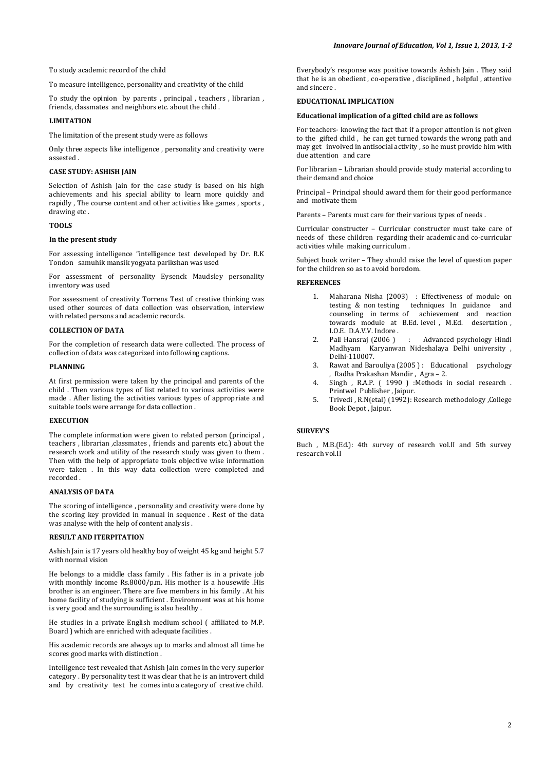To study academic record of the child

To measure intelligence, personality and creativity of the child

To study the opinion by parents , principal , teachers , librarian , friends, classmates and neighbors etc. about the child .

### LIMITATION

The limitation of the present study were as follows

Only three aspects like intelligence , personality and creativity were assested .

### CASE STUDY: ASHISH JAIN

Selection of Ashish Jain for the case study is based on his high achievements and his special ability to learn more quickly and rapidly , The course content and other activities like games , sports , drawing etc .

### TOOLS

#### In the present study

For assessing intelligence "intelligence test developed by Dr. R.K Tondon samuhik mansik yogyata parikshan was used

For assessment of personality Eysenck Maudsley personality inventory was used

For assessment of creativity Torrens Test of creative thinking was used other sources of data collection was observation, interview with related persons and academic records.

### COLLECTION OF DATA

For the completion of research data were collected. The process of collection of data was categorized into following captions.

### PLANNING

At first permission were taken by the principal and parents of the child . Then various types of list related to various activities were made . After listing the activities various types of appropriate and suitable tools were arrange for data collection .

### EXECUTION

The complete information were given to related person (principal , teachers , librarian ,classmates , friends and parents etc.) about the research work and utility of the research study was given to them . Then with the help of appropriate tools objective wise information were taken . In this way data collection were completed and recorded .

### ANALYSIS OF DATA

The scoring of intelligence , personality and creativity were done by the scoring key provided in manual in sequence . Rest of the data was analyse with the help of content analysis .

### RESULT AND ITERPITATION

Ashish Jain is 17 years old healthy boy of weight 45 kg and height 5.7 with normal vision

He belongs to a middle class family . His father is in a private job with monthly income Rs.8000/p.m. His mother is a housewife .His brother is an engineer. There are five members in his family . At his home facility of studying is sufficient . Environment was at his home is very good and the surrounding is also healthy .

He studies in a private English medium school ( affiliated to M.P. Board ) which are enriched with adequate facilities .

His academic records are always up to marks and almost all time he scores good marks with distinction .

Intelligence test revealed that Ashish Jain comes in the very superior category . By personality test it was clear that he is an introvert child and by creativity test he comes into a category of creative child.

Everybody's response was positive towards Ashish Jain . They said that he is an obedient , co-operative , disciplined , helpful , attentive and sincere .

### EDUCATIONAL IMPLICATION

#### Educational implication of a gifted child are as follows

For teachers- knowing the fact that if a proper attention is not given to the gifted child , he can get turned towards the wrong path and may get involved in antisocial activity , so he must provide him with due attention and care

For librarian – Librarian should provide study material according to their demand and choice

Principal – Principal should award them for their good performance and motivate them

Parents – Parents must care for their various types of needs .

Curricular constructer – Curricular constructer must take care of needs of these children regarding their academic and co-curricular activities while making curriculum .

Subject book writer – They should raise the level of question paper for the children so as to avoid boredom.

### REFERENCES

1. Maharana Nisha (2003) : Effectiveness of module on testing & non testing techniques In guidance and counseling in terms of achievement and reaction towards module at B.Ed. level , M.Ed. desertation , I.O.E. D.A.V.V. Indore .
2. Pall Hansraj (2006 ) : Advanced psychology Hindi Madhyam Karyanwan Nideshalaya Delhi university , Delhi-110007.
3. Rawat and Barouliya (2005 ) : Educational psychology , Radha Prakashan Mandir , Agra – 2.
4. Singh , R.A.P. ( 1990 ) :Methods in social research . Printwel Publisher , Jaipur.
5. Trivedi , R.N(etal) (1992): Research methodology ,College Book Depot , Jaipur.

### SURVEY'S

Buch , M.B.(Ed.): 4th survey of research vol.II and 5th survey research vol.II